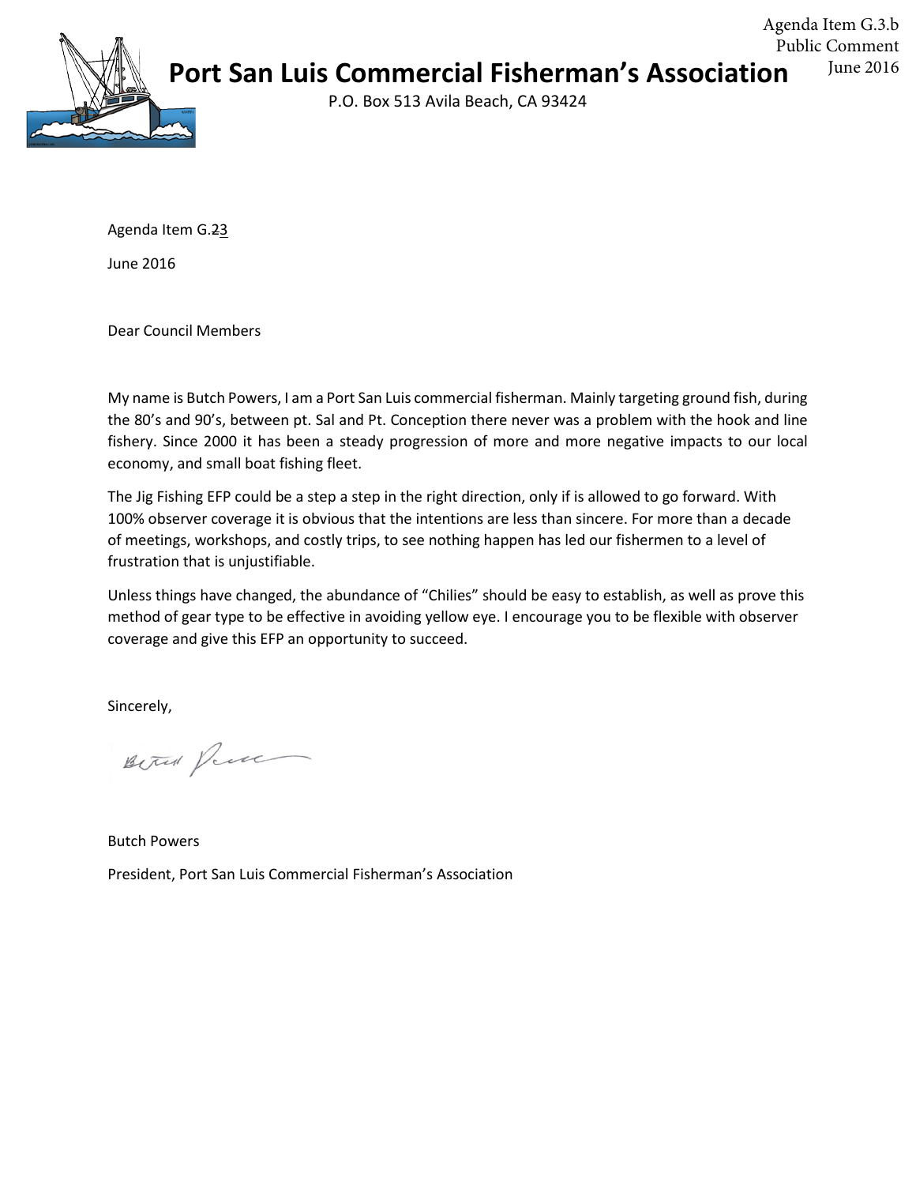Agenda Item G.3.b
Public Comment
June 2016

# Port San Luis Commercial Fisherman's Association

P.O. Box 513 Avila Beach, CA 93424

Agenda Item G.~~2~~3

June 2016

Dear Council Members

My name is Butch Powers, I am a Port San Luis commercial fisherman. Mainly targeting ground fish, during the 80's and 90's, between pt. Sal and Pt. Conception there never was a problem with the hook and line fishery. Since 2000 it has been a steady progression of more and more negative impacts to our local economy, and small boat fishing fleet.

The Jig Fishing EFP could be a step a step in the right direction, only if is allowed to go forward. With 100% observer coverage it is obvious that the intentions are less than sincere. For more than a decade of meetings, workshops, and costly trips, to see nothing happen has led our fishermen to a level of frustration that is unjustifiable.

Unless things have changed, the abundance of "Chilies" should be easy to establish, as well as prove this method of gear type to be effective in avoiding yellow eye. I encourage you to be flexible with observer coverage and give this EFP an opportunity to succeed.

Sincerely,

Butch Powers

President, Port San Luis Commercial Fisherman's Association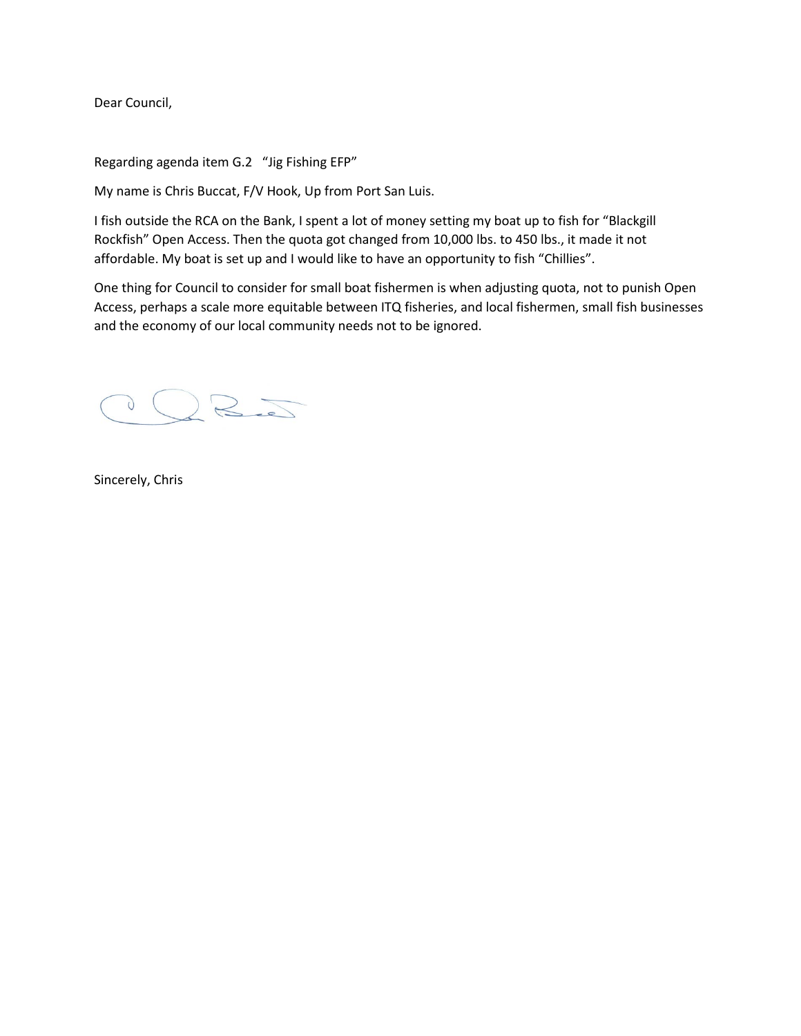Dear Council,

Regarding agenda item G.2 "Jig Fishing EFP"

My name is Chris Buccat, F/V Hook, Up from Port San Luis.

I fish outside the RCA on the Bank, I spent a lot of money setting my boat up to fish for "Blackgill Rockfish" Open Access. Then the quota got changed from 10,000 lbs. to 450 lbs., it made it not affordable. My boat is set up and I would like to have an opportunity to fish "Chillies".

One thing for Council to consider for small boat fishermen is when adjusting quota, not to punish Open Access, perhaps a scale more equitable between ITQ fisheries, and local fishermen, small fish businesses and the economy of our local community needs not to be ignored.

Sincerely, Chris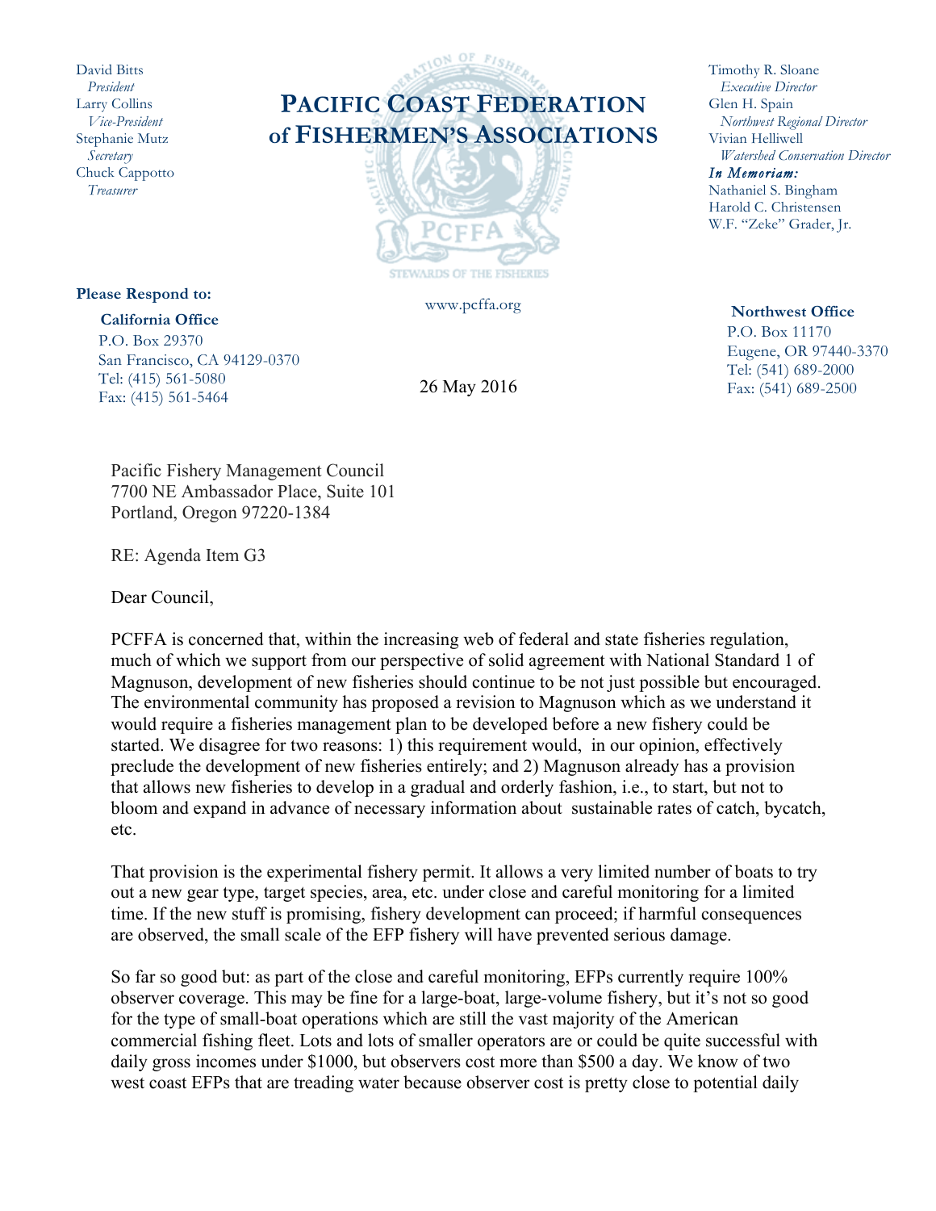David Bitts
*President*
Larry Collins
*Vice-President*
Stephanie Mutz
*Secretary*
Chuck Cappotto
*Treasurer*

# PACIFIC COAST FEDERATION of FISHERMEN'S ASSOCIATIONS

Timothy R. Sloane
*Executive Director*
Glen H. Spain
*Northwest Regional Director*
Vivian Helliwell
*Watershed Conservation Director*
***In Memoriam:***
Nathaniel S. Bingham
Harold C. Christensen
W.F. "Zeke" Grader, Jr.

**Please Respond to:**

**California Office**
P.O. Box 29370
San Francisco, CA 94129-0370
Tel: (415) 561-5080
Fax: (415) 561-5464

www.pcffa.org

**Northwest Office**
P.O. Box 11170
Eugene, OR 97440-3370
Tel: (541) 689-2000
Fax: (541) 689-2500

26 May 2016

Pacific Fishery Management Council
7700 NE Ambassador Place, Suite 101
Portland, Oregon 97220-1384

RE: Agenda Item G3

Dear Council,

PCFFA is concerned that, within the increasing web of federal and state fisheries regulation, much of which we support from our perspective of solid agreement with National Standard 1 of Magnuson, development of new fisheries should continue to be not just possible but encouraged. The environmental community has proposed a revision to Magnuson which as we understand it would require a fisheries management plan to be developed before a new fishery could be started. We disagree for two reasons: 1) this requirement would, in our opinion, effectively preclude the development of new fisheries entirely; and 2) Magnuson already has a provision that allows new fisheries to develop in a gradual and orderly fashion, i.e., to start, but not to bloom and expand in advance of necessary information about sustainable rates of catch, bycatch, etc.

That provision is the experimental fishery permit. It allows a very limited number of boats to try out a new gear type, target species, area, etc. under close and careful monitoring for a limited time. If the new stuff is promising, fishery development can proceed; if harmful consequences are observed, the small scale of the EFP fishery will have prevented serious damage.

So far so good but: as part of the close and careful monitoring, EFPs currently require 100% observer coverage. This may be fine for a large-boat, large-volume fishery, but it's not so good for the type of small-boat operations which are still the vast majority of the American commercial fishing fleet. Lots and lots of smaller operators are or could be quite successful with daily gross incomes under $1000, but observers cost more than $500 a day. We know of two west coast EFPs that are treading water because observer cost is pretty close to potential daily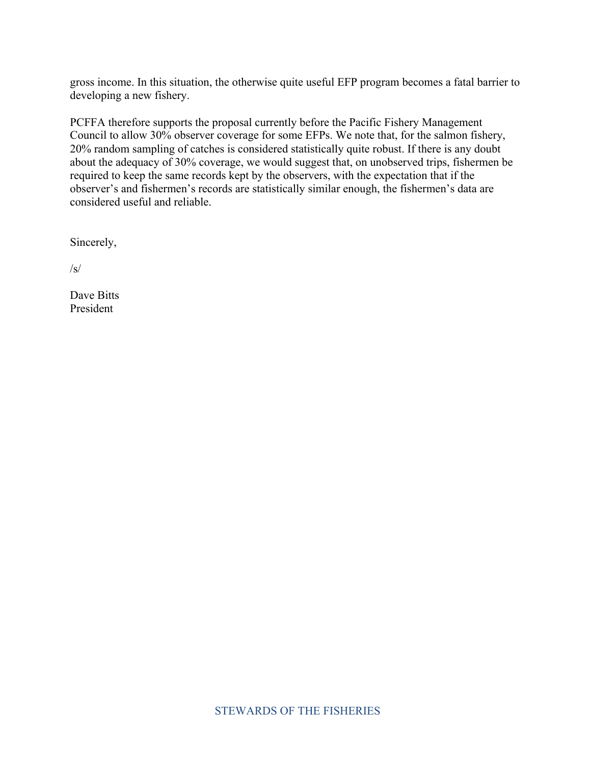gross income. In this situation, the otherwise quite useful EFP program becomes a fatal barrier to developing a new fishery.

PCFFA therefore supports the proposal currently before the Pacific Fishery Management Council to allow 30% observer coverage for some EFPs. We note that, for the salmon fishery, 20% random sampling of catches is considered statistically quite robust. If there is any doubt about the adequacy of 30% coverage, we would suggest that, on unobserved trips, fishermen be required to keep the same records kept by the observers, with the expectation that if the observer's and fishermen's records are statistically similar enough, the fishermen's data are considered useful and reliable.

Sincerely,

/s/

Dave Bitts
President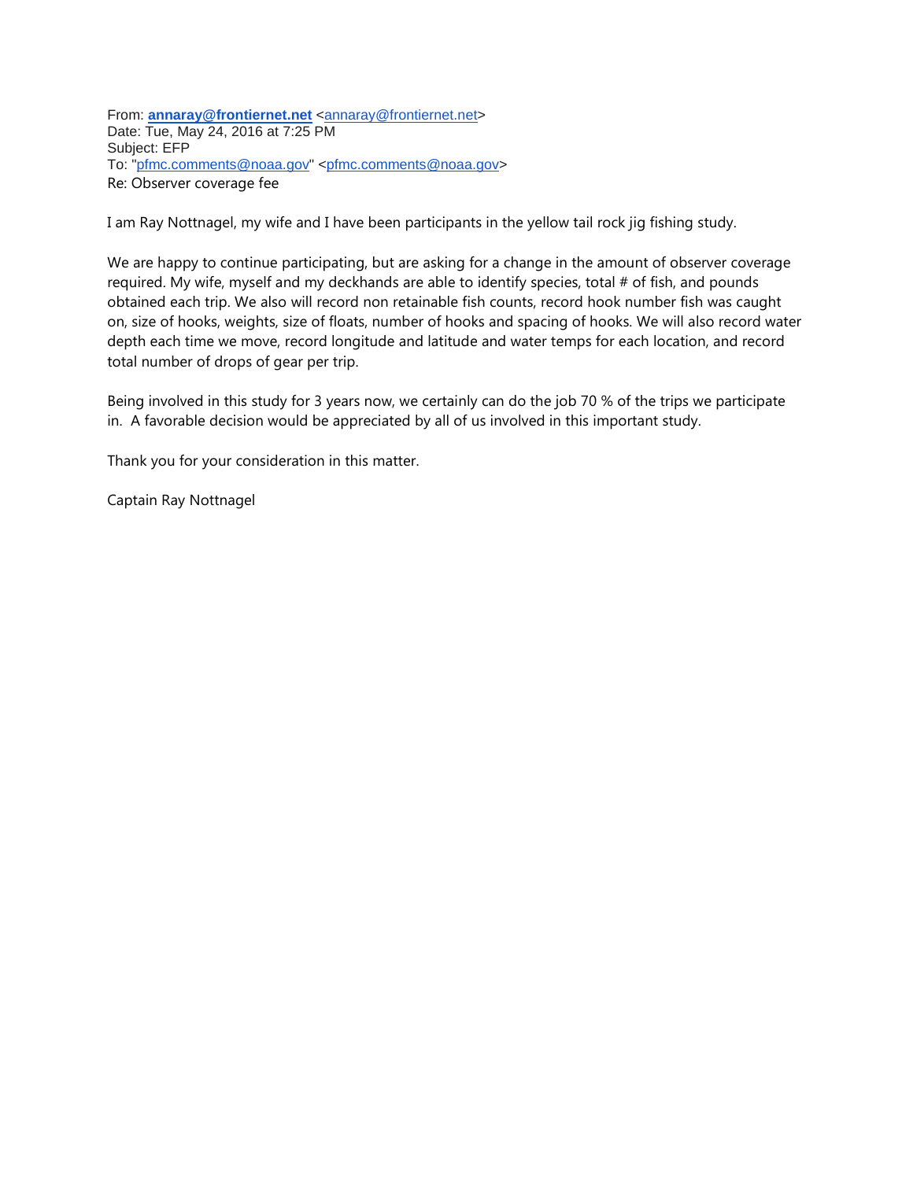From: **annaray@frontiernet.net** <annaray@frontiernet.net>
Date: Tue, May 24, 2016 at 7:25 PM
Subject: EFP
To: "pfmc.comments@noaa.gov" <pfmc.comments@noaa.gov>
Re: Observer coverage fee

I am Ray Nottnagel, my wife and I have been participants in the yellow tail rock jig fishing study.

We are happy to continue participating, but are asking for a change in the amount of observer coverage required. My wife, myself and my deckhands are able to identify species, total # of fish, and pounds obtained each trip. We also will record non retainable fish counts, record hook number fish was caught on, size of hooks, weights, size of floats, number of hooks and spacing of hooks. We will also record water depth each time we move, record longitude and latitude and water temps for each location, and record total number of drops of gear per trip.

Being involved in this study for 3 years now, we certainly can do the job 70 % of the trips we participate in. A favorable decision would be appreciated by all of us involved in this important study.

Thank you for your consideration in this matter.

Captain Ray Nottnagel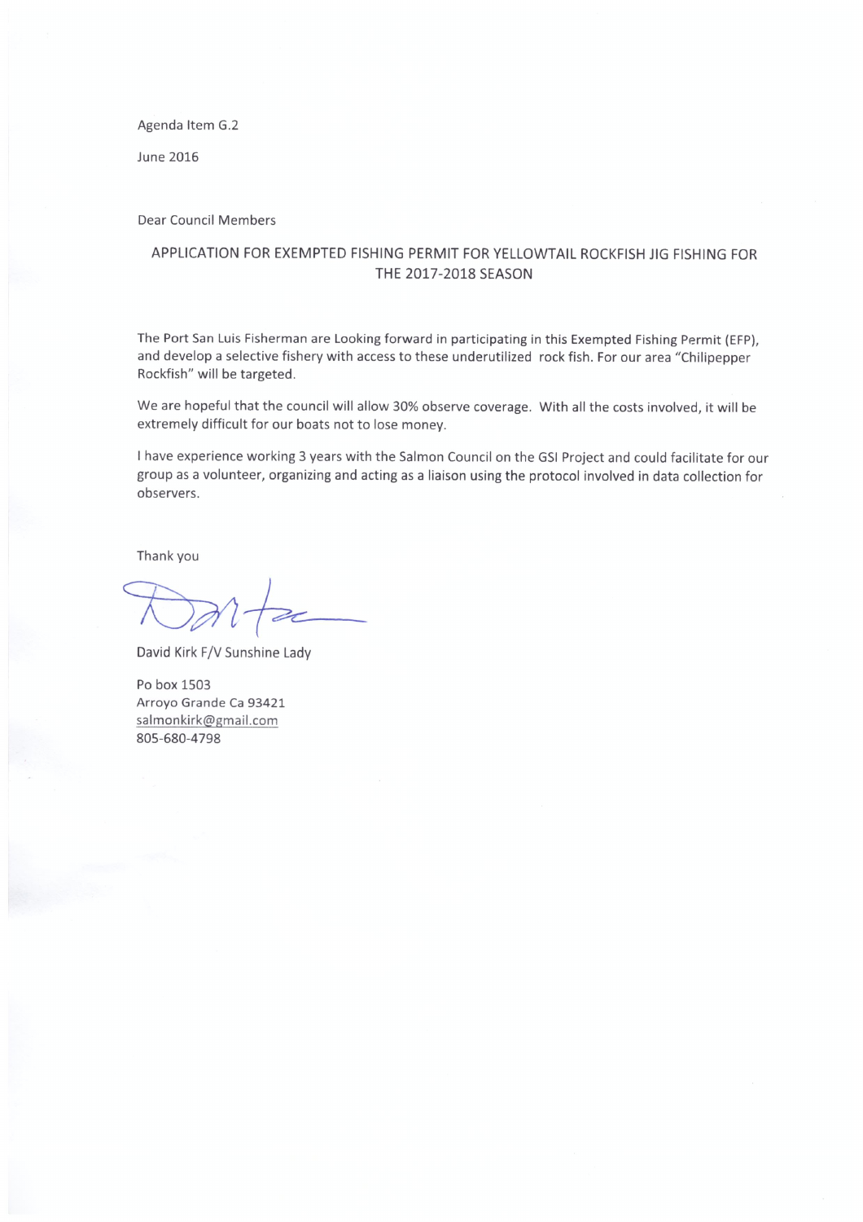Agenda Item G.2

June 2016

Dear Council Members

## APPLICATION FOR EXEMPTED FISHING PERMIT FOR YELLOWTAIL ROCKFISH JIG FISHING FOR THE 2017-2018 SEASON

The Port San Luis Fisherman are Looking forward in participating in this Exempted Fishing Permit (EFP), and develop a selective fishery with access to these underutilized rock fish. For our area "Chilipepper Rockfish" will be targeted.

We are hopeful that the council will allow 30% observe coverage. With all the costs involved, it will be extremely difficult for our boats not to lose money.

I have experience working 3 years with the Salmon Council on the GSI Project and could facilitate for our group as a volunteer, organizing and acting as a liaison using the protocol involved in data collection for observers.

Thank you

David Kirk F/V Sunshine Lady

Po box 1503
Arroyo Grande Ca 93421
salmonkirk@gmail.com
805-680-4798